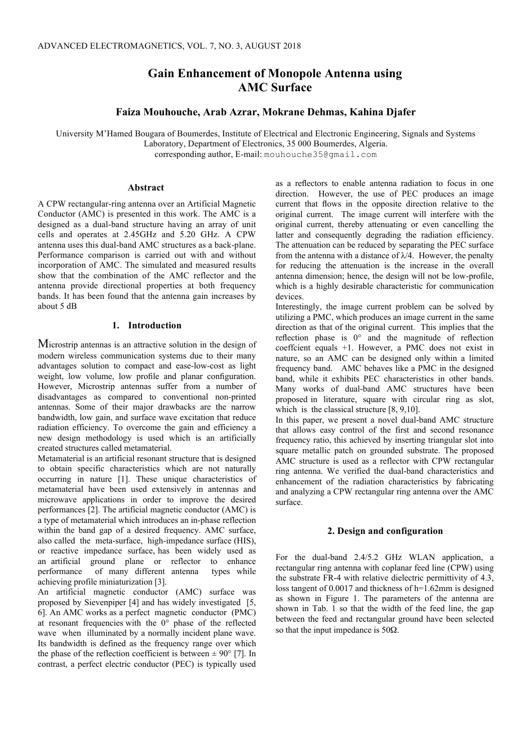# Gain Enhancement of Monopole Antenna using AMC Surface

**Faiza Mouhouche, Arab Azrar, Mokrane Dehmas, Kahina Djafer**

University M'Hamed Bougara of Boumerdes, Institute of Electrical and Electronic Engineering, Signals and Systems Laboratory, Department of Electronics, 35 000 Boumerdes, Algeria.
corresponding author, E-mail: mouhouche35@gmail.com

## Abstract

A CPW rectangular-ring antenna over an Artificial Magnetic Conductor (AMC) is presented in this work. The AMC is a designed as a dual-band structure having an array of unit cells and operates at 2.45GHz and 5.20 GHz. A CPW antenna uses this dual-band AMC structures as a back-plane. Performance comparison is carried out with and without incorporation of AMC. The simulated and measured results show that the combination of the AMC reflector and the antenna provide directional properties at both frequency bands. It has been found that the antenna gain increases by about 5 dB

## 1. Introduction

Microstrip antennas is an attractive solution in the design of modern wireless communication systems due to their many advantages solution to compact and ease-low-cost as light weight, low volume, low profile and planar configuration. However, Microstrip antennas suffer from a number of disadvantages as compared to conventional non-printed antennas. Some of their major drawbacks are the narrow bandwidth, low gain, and surface wave excitation that reduce radiation efficiency. To overcome the gain and efficiency a new design methodology is used which is an artificially created structures called metamaterial.

Metamaterial is an artificial resonant structure that is designed to obtain specific characteristics which are not naturally occurring in nature [1]. These unique characteristics of metamaterial have been used extensively in antennas and microwave applications in order to improve the desired performances [2]. The artificial magnetic conductor (AMC) is a type of metamaterial which introduces an in-phase reflection within the band gap of a desired frequency. AMC surface, also called the meta-surface, high-impedance surface (HIS), or reactive impedance surface, has been widely used as an artificial ground plane or reflector to enhance performance of many different antenna types while achieving profile miniaturization [3].

An artificial magnetic conductor (AMC) surface was proposed by Sievenpiper [4] and has widely investigated [5, 6]. An AMC works as a perfect magnetic conductor (PMC) at resonant frequencies with the 0° phase of the reflected wave when illuminated by a normally incident plane wave. Its bandwidth is defined as the frequency range over which the phase of the reflection coefficient is between ± 90° [7]. In contrast, a perfect electric conductor (PEC) is typically used as a reflectors to enable antenna radiation to focus in one direction. However, the use of PEC produces an image current that flows in the opposite direction relative to the original current. The image current will interfere with the original current, thereby attenuating or even cancelling the latter and consequently degrading the radiation efficiency. The attenuation can be reduced by separating the PEC surface from the antenna with a distance of $\lambda/4$. However, the penalty for reducing the attenuation is the increase in the overall antenna dimension; hence, the design will not be low-profile, which is a highly desirable characteristic for communication devices.

Interestingly, the image current problem can be solved by utilizing a PMC, which produces an image current in the same direction as that of the original current. This implies that the reflection phase is 0° and the magnitude of reflection coeffcient equals +1. However, a PMC does not exist in nature, so an AMC can be designed only within a limited frequency band. AMC behaves like a PMC in the designed band, while it exhibits PEC characteristics in other bands. Many works of dual-band AMC structures have been proposed in literature, square with circular ring as slot, which is the classical structure [8, 9,10].

In this paper, we present a novel dual-band AMC structure that allows easy control of the first and second resonance frequency ratio, this achieved by inserting triangular slot into square metallic patch on grounded substrate. The proposed AMC structure is used as a reflector with CPW rectangular ring antenna. We verified the dual-band characteristics and enhancement of the radiation characteristics by fabricating and analyzing a CPW rectangular ring antenna over the AMC surface.

## 2. Design and configuration

For the dual-band 2.4/5.2 GHz WLAN application, a rectangular ring antenna with coplanar feed line (CPW) using the substrate FR-4 with relative dielectric permittivity of 4.3, loss tangent of 0.0017 and thickness of h=1.62mm is designed as shown in Figure 1. The parameters of the antenna are shown in Tab. 1 so that the width of the feed line, the gap between the feed and rectangular ground have been selected so that the input impedance is 50Ω.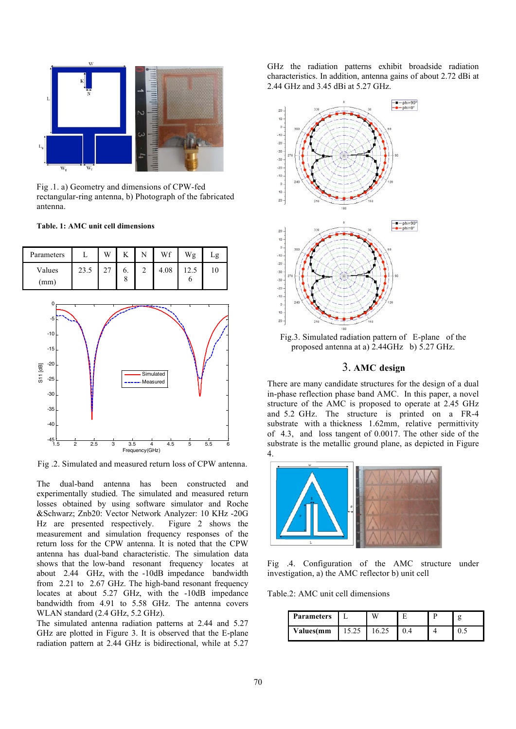Fig .1. a) Geometry and dimensions of CPW-fed rectangular-ring antenna, b) Photograph of the fabricated antenna.

**Table. 1: AMC unit cell dimensions**

| Parameters | L | W | K | N | Wf | Wg | Lg |
|---|---|---|---|---|---|---|---|
| Values (mm) | 23.5 | 27 | 6.8 | 2 | 4.08 | 12.56 | 10 |

Fig .2. Simulated and measured return loss of CPW antenna.

The dual-band antenna has been constructed and experimentally studied. The simulated and measured return losses obtained by using software simulator and Roche &Schwarz; Znb20: Vector Network Analyzer: 10 KHz -20G Hz are presented respectively. Figure 2 shows the measurement and simulation frequency responses of the return loss for the CPW antenna. It is noted that the CPW antenna has dual-band characteristic. The simulation data shows that the low-band resonant frequency locates at about 2.44 GHz, with the -10dB impedance bandwidth from 2.21 to 2.67 GHz. The high-band resonant frequency locates at about 5.27 GHz, with the -10dB impedance bandwidth from 4.91 to 5.58 GHz. The antenna covers WLAN standard (2.4 GHz, 5.2 GHz).

The simulated antenna radiation patterns at 2.44 and 5.27 GHz are plotted in Figure 3. It is observed that the E-plane radiation pattern at 2.44 GHz is bidirectional, while at 5.27 GHz the radiation patterns exhibit broadside radiation characteristics. In addition, antenna gains of about 2.72 dBi at 2.44 GHz and 3.45 dBi at 5.27 GHz.

Fig.3. Simulated radiation pattern of E-plane of the proposed antenna at a) 2.44GHz b) 5.27 GHz.

## 3. AMC design

There are many candidate structures for the design of a dual in-phase reflection phase band AMC. In this paper, a novel structure of the AMC is proposed to operate at 2.45 GHz and 5.2 GHz. The structure is printed on a FR-4 substrate with a thickness 1.62mm, relative permittivity of 4.3, and loss tangent of 0.0017. The other side of the substrate is the metallic ground plane, as depicted in Figure 4.

Fig .4. Configuration of the AMC structure under investigation, a) the AMC reflector b) unit cell

Table.2: AMC unit cell dimensions

| **Parameters** | L | W | E | P | g |
|---|---|---|---|---|---|
| **Values(mm** | 15.25 | 16.25 | 0.4 | 4 | 0.5 |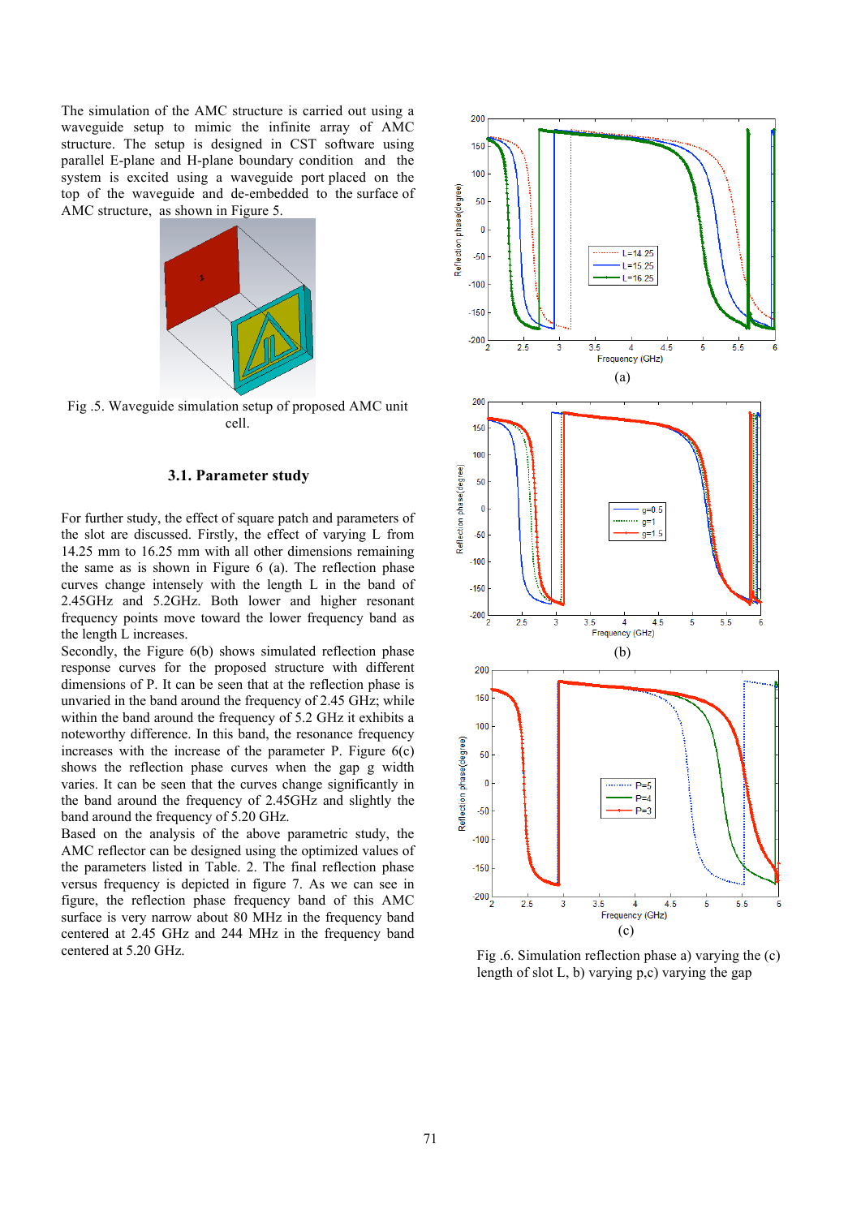The simulation of the AMC structure is carried out using a waveguide setup to mimic the infinite array of AMC structure. The setup is designed in CST software using parallel E-plane and H-plane boundary condition and the system is excited using a waveguide port placed on the top of the waveguide and de-embedded to the surface of AMC structure, as shown in Figure 5.

Fig .5. Waveguide simulation setup of proposed AMC unit cell.

### 3.1. Parameter study

For further study, the effect of square patch and parameters of the slot are discussed. Firstly, the effect of varying L from 14.25 mm to 16.25 mm with all other dimensions remaining the same as is shown in Figure 6 (a). The reflection phase curves change intensely with the length L in the band of 2.45GHz and 5.2GHz. Both lower and higher resonant frequency points move toward the lower frequency band as the length L increases.
Secondly, the Figure 6(b) shows simulated reflection phase response curves for the proposed structure with different dimensions of P. It can be seen that at the reflection phase is unvaried in the band around the frequency of 2.45 GHz; while within the band around the frequency of 5.2 GHz it exhibits a noteworthy difference. In this band, the resonance frequency increases with the increase of the parameter P. Figure 6(c) shows the reflection phase curves when the gap g width varies. It can be seen that the curves change significantly in the band around the frequency of 2.45GHz and slightly the band around the frequency of 5.20 GHz.
Based on the analysis of the above parametric study, the AMC reflector can be designed using the optimized values of the parameters listed in Table. 2. The final reflection phase versus frequency is depicted in figure 7. As we can see in figure, the reflection phase frequency band of this AMC surface is very narrow about 80 MHz in the frequency band centered at 2.45 GHz and 244 MHz in the frequency band centered at 5.20 GHz.

(a)

(b)

(c)

Fig .6. Simulation reflection phase a) varying the (c) length of slot L, b) varying p,c) varying the gap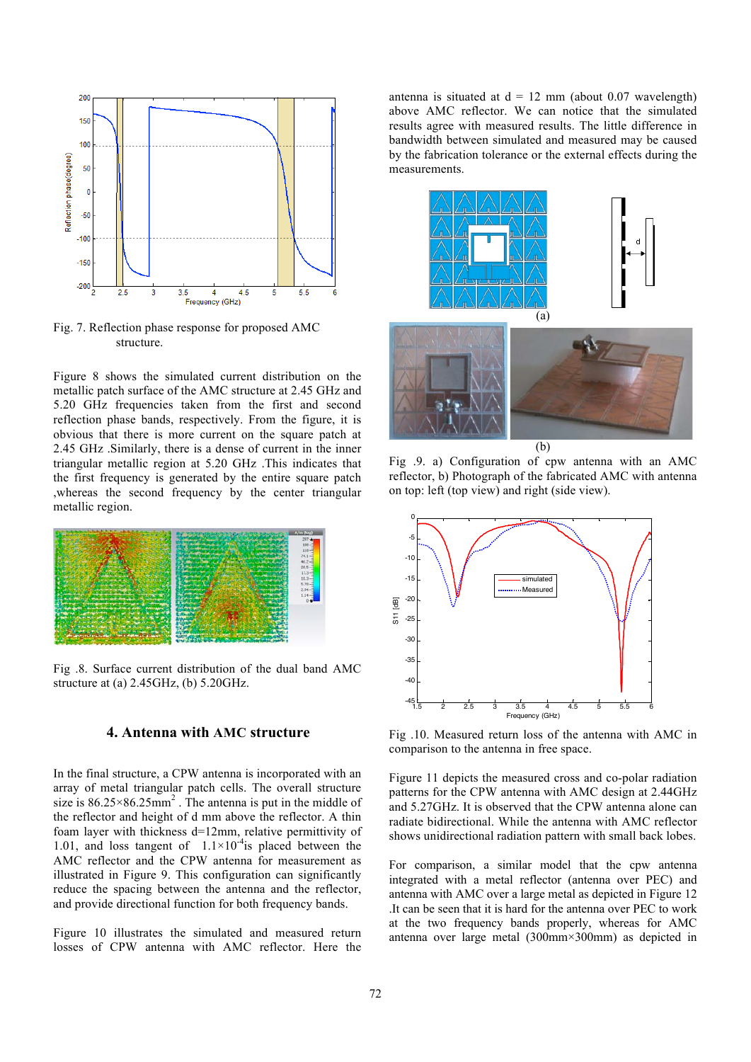Fig. 7. Reflection phase response for proposed AMC structure.

Figure 8 shows the simulated current distribution on the metallic patch surface of the AMC structure at 2.45 GHz and 5.20 GHz frequencies taken from the first and second reflection phase bands, respectively. From the figure, it is obvious that there is more current on the square patch at 2.45 GHz .Similarly, there is a dense of current in the inner triangular metallic region at 5.20 GHz .This indicates that the first frequency is generated by the entire square patch ,whereas the second frequency by the center triangular metallic region.

Fig .8. Surface current distribution of the dual band AMC structure at (a) 2.45GHz, (b) 5.20GHz.

## 4. Antenna with AMC structure

In the final structure, a CPW antenna is incorporated with an array of metal triangular patch cells. The overall structure size is $86.25\times86.25\text{mm}^2$ . The antenna is put in the middle of the reflector and height of d mm above the reflector. A thin foam layer with thickness d=12mm, relative permittivity of 1.01, and loss tangent of $1.1\times10^{-4}$is placed between the AMC reflector and the CPW antenna for measurement as illustrated in Figure 9. This configuration can significantly reduce the spacing between the antenna and the reflector, and provide directional function for both frequency bands.

Figure 10 illustrates the simulated and measured return losses of CPW antenna with AMC reflector. Here the antenna is situated at d = 12 mm (about 0.07 wavelength) above AMC reflector. We can notice that the simulated results agree with measured results. The little difference in bandwidth between simulated and measured may be caused by the fabrication tolerance or the external effects during the measurements.

Fig .9. a) Configuration of cpw antenna with an AMC reflector, b) Photograph of the fabricated AMC with antenna on top: left (top view) and right (side view).

Fig .10. Measured return loss of the antenna with AMC in comparison to the antenna in free space.

Figure 11 depicts the measured cross and co-polar radiation patterns for the CPW antenna with AMC design at 2.44GHz and 5.27GHz. It is observed that the CPW antenna alone can radiate bidirectional. While the antenna with AMC reflector shows unidirectional radiation pattern with small back lobes.

For comparison, a similar model that the cpw antenna integrated with a metal reflector (antenna over PEC) and antenna with AMC over a large metal as depicted in Figure 12 .It can be seen that it is hard for the antenna over PEC to work at the two frequency bands properly, whereas for AMC antenna over large metal (300mm×300mm) as depicted in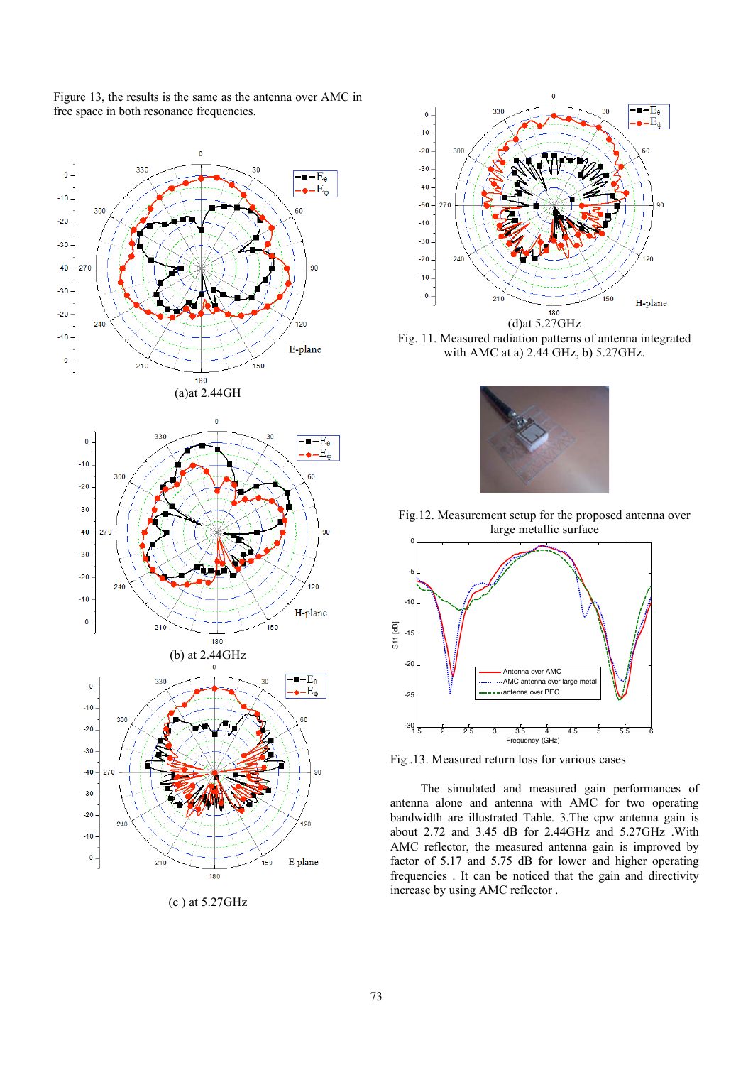Figure 13, the results is the same as the antenna over AMC in free space in both resonance frequencies.

(a)at 2.44GH

(b) at 2.44GHz

(c ) at 5.27GHz

(d)at 5.27GHz

Fig. 11. Measured radiation patterns of antenna integrated with AMC at a) 2.44 GHz, b) 5.27GHz.

Fig.12. Measurement setup for the proposed antenna over large metallic surface

Fig .13. Measured return loss for various cases

The simulated and measured gain performances of antenna alone and antenna with AMC for two operating bandwidth are illustrated Table. 3.The cpw antenna gain is about 2.72 and 3.45 dB for 2.44GHz and 5.27GHz .With AMC reflector, the measured antenna gain is improved by factor of 5.17 and 5.75 dB for lower and higher operating frequencies . It can be noticed that the gain and directivity increase by using AMC reflector .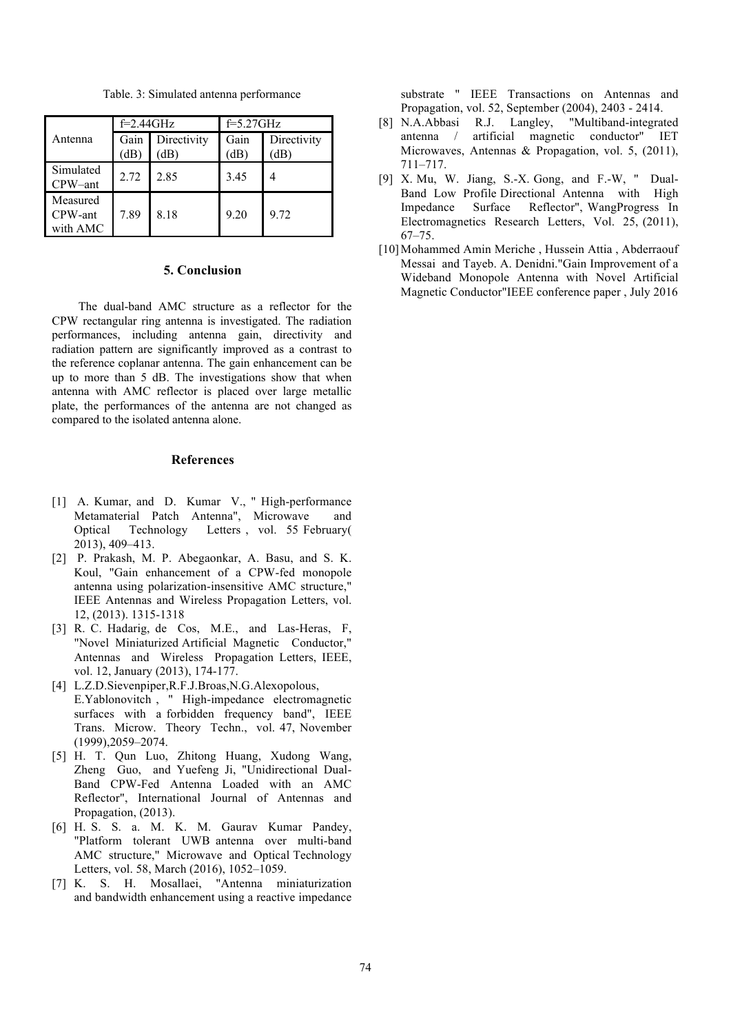Table. 3: Simulated antenna performance

| Antenna | f=2.44GHz | | f=5.27GHz | |
|---|---|---|---|---|
| | Gain (dB) | Directivity (dB) | Gain (dB) | Directivity (dB) |
| Simulated CPW–ant | 2.72 | 2.85 | 3.45 | 4 |
| Measured CPW-ant with AMC | 7.89 | 8.18 | 9.20 | 9.72 |

## 5. Conclusion

The dual-band AMC structure as a reflector for the CPW rectangular ring antenna is investigated. The radiation performances, including antenna gain, directivity and radiation pattern are significantly improved as a contrast to the reference coplanar antenna. The gain enhancement can be up to more than 5 dB. The investigations show that when antenna with AMC reflector is placed over large metallic plate, the performances of the antenna are not changed as compared to the isolated antenna alone.

## References

[1] A. Kumar, and D. Kumar V., " High-performance Metamaterial Patch Antenna", Microwave and Optical Technology Letters , vol. 55 February( 2013), 409–413.

[2] P. Prakash, M. P. Abegaonkar, A. Basu, and S. K. Koul, "Gain enhancement of a CPW-fed monopole antenna using polarization-insensitive AMC structure," IEEE Antennas and Wireless Propagation Letters, vol. 12, (2013). 1315-1318

[3] R. C. Hadarig, de Cos, M.E., and Las-Heras, F, "Novel Miniaturized Artificial Magnetic Conductor," Antennas and Wireless Propagation Letters, IEEE, vol. 12, January (2013), 174-177.

[4] L.Z.D.Sievenpiper,R.F.J.Broas,N.G.Alexopolous, E.Yablonovitch , " High-impedance electromagnetic surfaces with a forbidden frequency band", IEEE Trans. Microw. Theory Techn., vol. 47, November (1999),2059–2074.

[5] H. T. Qun Luo, Zhitong Huang, Xudong Wang, Zheng Guo, and Yuefeng Ji, "Unidirectional Dual-Band CPW-Fed Antenna Loaded with an AMC Reflector", International Journal of Antennas and Propagation, (2013).

[6] H. S. S. a. M. K. M. Gaurav Kumar Pandey, "Platform tolerant UWB antenna over multi-band AMC structure," Microwave and Optical Technology Letters, vol. 58, March (2016), 1052–1059.

[7] K. S. H. Mosallaei, "Antenna miniaturization and bandwidth enhancement using a reactive impedance substrate " IEEE Transactions on Antennas and Propagation, vol. 52, September (2004), 2403 - 2414.

[8] N.A.Abbasi R.J. Langley, "Multiband-integrated antenna / artificial magnetic conductor" IET Microwaves, Antennas & Propagation, vol. 5, (2011), 711–717.

[9] X. Mu, W. Jiang, S.-X. Gong, and F.-W, " Dual-Band Low Profile Directional Antenna with High Impedance Surface Reflector", WangProgress In Electromagnetics Research Letters, Vol. 25, (2011), 67–75.

[10] Mohammed Amin Meriche , Hussein Attia , Abderraouf Messai and Tayeb. A. Denidni."Gain Improvement of a Wideband Monopole Antenna with Novel Artificial Magnetic Conductor"IEEE conference paper , July 2016